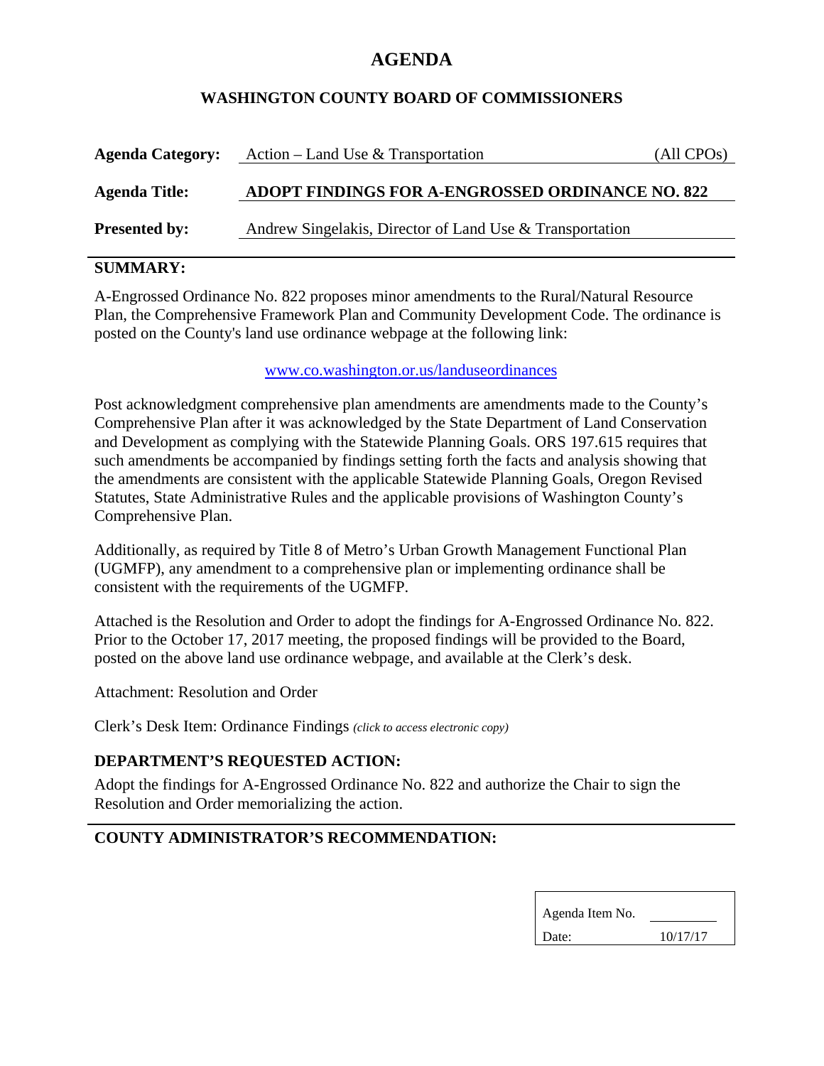# AGENDA

## WASHINGTON COUNTY BOARD OF COMMISSIONERS

**Agenda Category:** Action – Land Use & Transportation (All CPOs)

**Agenda Title:** **ADOPT FINDINGS FOR A-ENGROSSED ORDINANCE NO. 822**

**Presented by:** Andrew Singelakis, Director of Land Use & Transportation

---

## SUMMARY:

A-Engrossed Ordinance No. 822 proposes minor amendments to the Rural/Natural Resource Plan, the Comprehensive Framework Plan and Community Development Code. The ordinance is posted on the County's land use ordinance webpage at the following link:

[www.co.washington.or.us/landuseordinances](http://www.co.washington.or.us/landuseordinances)

Post acknowledgment comprehensive plan amendments are amendments made to the County's Comprehensive Plan after it was acknowledged by the State Department of Land Conservation and Development as complying with the Statewide Planning Goals. ORS 197.615 requires that such amendments be accompanied by findings setting forth the facts and analysis showing that the amendments are consistent with the applicable Statewide Planning Goals, Oregon Revised Statutes, State Administrative Rules and the applicable provisions of Washington County's Comprehensive Plan.

Additionally, as required by Title 8 of Metro's Urban Growth Management Functional Plan (UGMFP), any amendment to a comprehensive plan or implementing ordinance shall be consistent with the requirements of the UGMFP.

Attached is the Resolution and Order to adopt the findings for A-Engrossed Ordinance No. 822. Prior to the October 17, 2017 meeting, the proposed findings will be provided to the Board, posted on the above land use ordinance webpage, and available at the Clerk's desk.

Attachment: Resolution and Order

Clerk's Desk Item: Ordinance Findings *(click to access electronic copy)*

## DEPARTMENT'S REQUESTED ACTION:

Adopt the findings for A-Engrossed Ordinance No. 822 and authorize the Chair to sign the Resolution and Order memorializing the action.

---

## COUNTY ADMINISTRATOR'S RECOMMENDATION:

| | |
|---|---|
| Agenda Item No. | |
| Date: | 10/17/17 |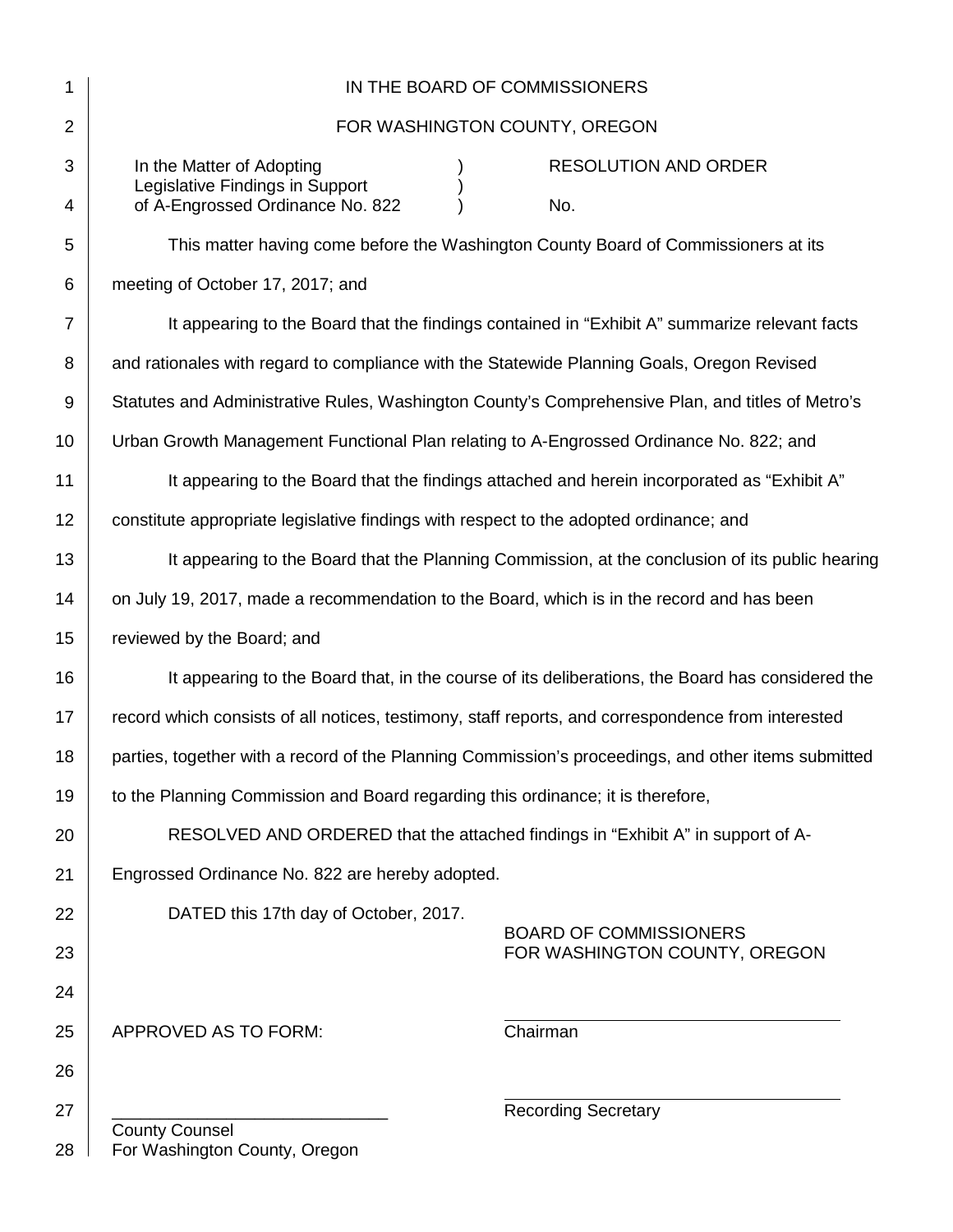IN THE BOARD OF COMMISSIONERS

FOR WASHINGTON COUNTY, OREGON

| | | |
|---|---|---|
| In the Matter of Adopting Legislative Findings in Support of A-Engrossed Ordinance No. 822 | ) ) ) | RESOLUTION AND ORDER No. |

This matter having come before the Washington County Board of Commissioners at its meeting of October 17, 2017; and

It appearing to the Board that the findings contained in "Exhibit A" summarize relevant facts and rationales with regard to compliance with the Statewide Planning Goals, Oregon Revised Statutes and Administrative Rules, Washington County's Comprehensive Plan, and titles of Metro's Urban Growth Management Functional Plan relating to A-Engrossed Ordinance No. 822; and

It appearing to the Board that the findings attached and herein incorporated as "Exhibit A" constitute appropriate legislative findings with respect to the adopted ordinance; and

It appearing to the Board that the Planning Commission, at the conclusion of its public hearing on July 19, 2017, made a recommendation to the Board, which is in the record and has been reviewed by the Board; and

It appearing to the Board that, in the course of its deliberations, the Board has considered the record which consists of all notices, testimony, staff reports, and correspondence from interested parties, together with a record of the Planning Commission's proceedings, and other items submitted to the Planning Commission and Board regarding this ordinance; it is therefore,

RESOLVED AND ORDERED that the attached findings in "Exhibit A" in support of A-Engrossed Ordinance No. 822 are hereby adopted.

DATED this 17th day of October, 2017.

BOARD OF COMMISSIONERS
FOR WASHINGTON COUNTY, OREGON

APPROVED AS TO FORM:

______________________________
Chairman

______________________________
County Counsel
For Washington County, Oregon

______________________________
Recording Secretary